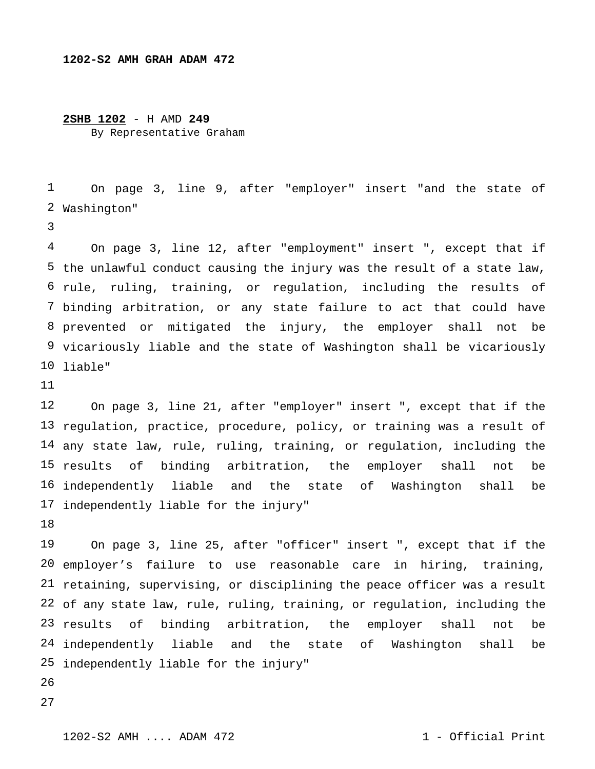**1202-S2 AMH GRAH ADAM 472**

**2SHB 1202** - H AMD **249**
By Representative Graham

On page 3, line 9, after "employer" insert "and the state of Washington"

On page 3, line 12, after "employment" insert ", except that if the unlawful conduct causing the injury was the result of a state law, rule, ruling, training, or regulation, including the results of binding arbitration, or any state failure to act that could have prevented or mitigated the injury, the employer shall not be vicariously liable and the state of Washington shall be vicariously liable"

On page 3, line 21, after "employer" insert ", except that if the regulation, practice, procedure, policy, or training was a result of any state law, rule, ruling, training, or regulation, including the results of binding arbitration, the employer shall not be independently liable and the state of Washington shall be independently liable for the injury"

On page 3, line 25, after "officer" insert ", except that if the employer's failure to use reasonable care in hiring, training, retaining, supervising, or disciplining the peace officer was a result of any state law, rule, ruling, training, or regulation, including the results of binding arbitration, the employer shall not be independently liable and the state of Washington shall be independently liable for the injury"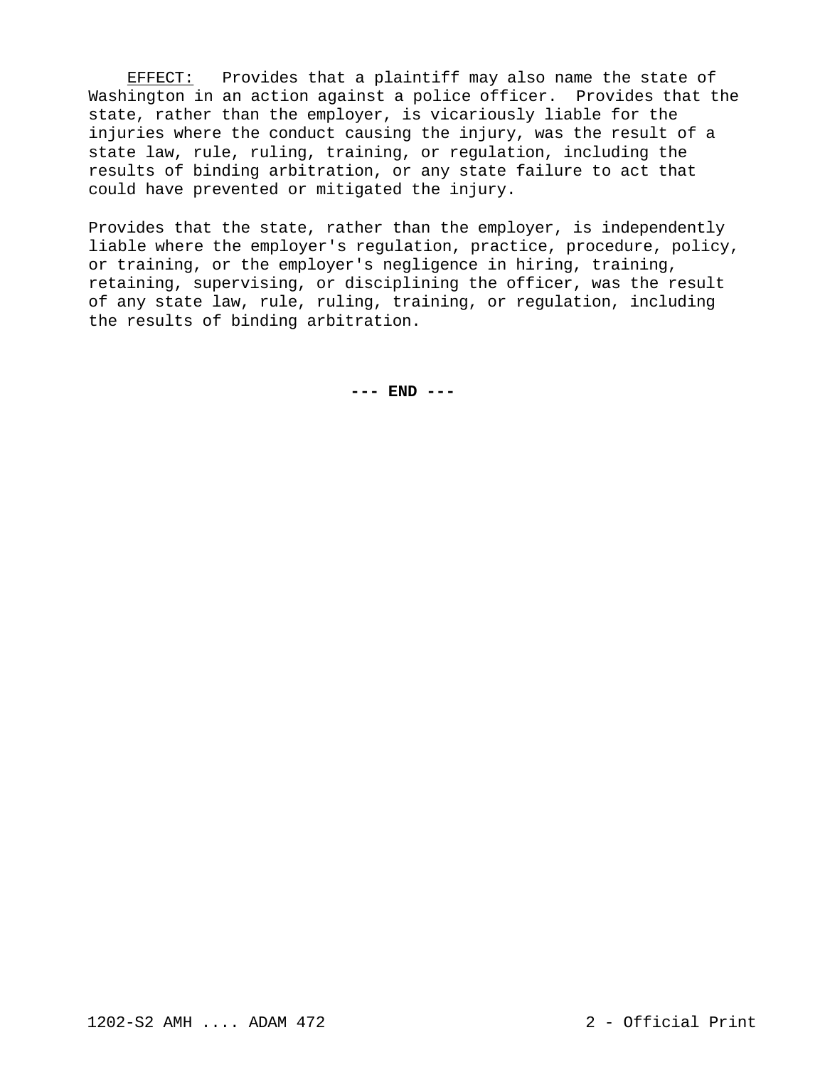EFFECT: Provides that a plaintiff may also name the state of Washington in an action against a police officer. Provides that the state, rather than the employer, is vicariously liable for the injuries where the conduct causing the injury, was the result of a state law, rule, ruling, training, or regulation, including the results of binding arbitration, or any state failure to act that could have prevented or mitigated the injury.

Provides that the state, rather than the employer, is independently liable where the employer's regulation, practice, procedure, policy, or training, or the employer's negligence in hiring, training, retaining, supervising, or disciplining the officer, was the result of any state law, rule, ruling, training, or regulation, including the results of binding arbitration.

**--- END ---**